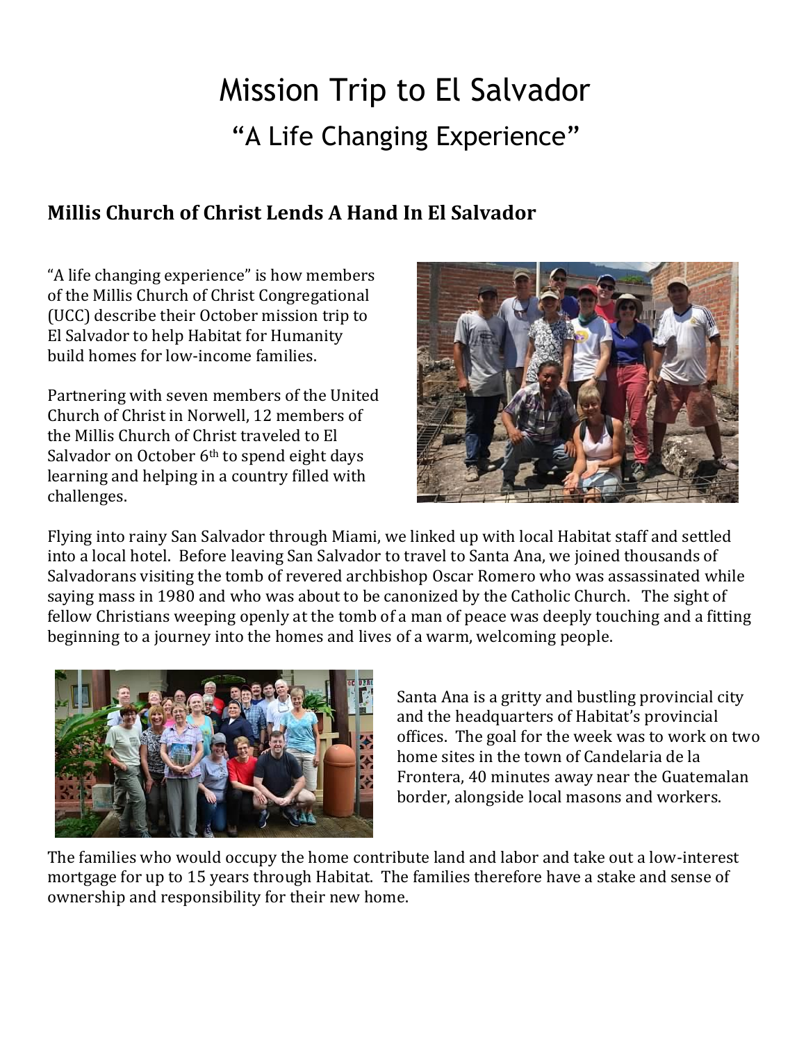# Mission Trip to El Salvador

## "A Life Changing Experience"

### **Millis Church of Christ Lends A Hand In El Salvador**

"A life changing experience" is how members of the Millis Church of Christ Congregational (UCC) describe their October mission trip to El Salvador to help Habitat for Humanity build homes for low-income families.

Partnering with seven members of the United Church of Christ in Norwell, 12 members of the Millis Church of Christ traveled to El Salvador on October 6th to spend eight days learning and helping in a country filled with challenges.

Flying into rainy San Salvador through Miami, we linked up with local Habitat staff and settled into a local hotel. Before leaving San Salvador to travel to Santa Ana, we joined thousands of Salvadorans visiting the tomb of revered archbishop Oscar Romero who was assassinated while saying mass in 1980 and who was about to be canonized by the Catholic Church. The sight of fellow Christians weeping openly at the tomb of a man of peace was deeply touching and a fitting beginning to a journey into the homes and lives of a warm, welcoming people.

Santa Ana is a gritty and bustling provincial city and the headquarters of Habitat's provincial offices. The goal for the week was to work on two home sites in the town of Candelaria de la Frontera, 40 minutes away near the Guatemalan border, alongside local masons and workers.

The families who would occupy the home contribute land and labor and take out a low-interest mortgage for up to 15 years through Habitat. The families therefore have a stake and sense of ownership and responsibility for their new home.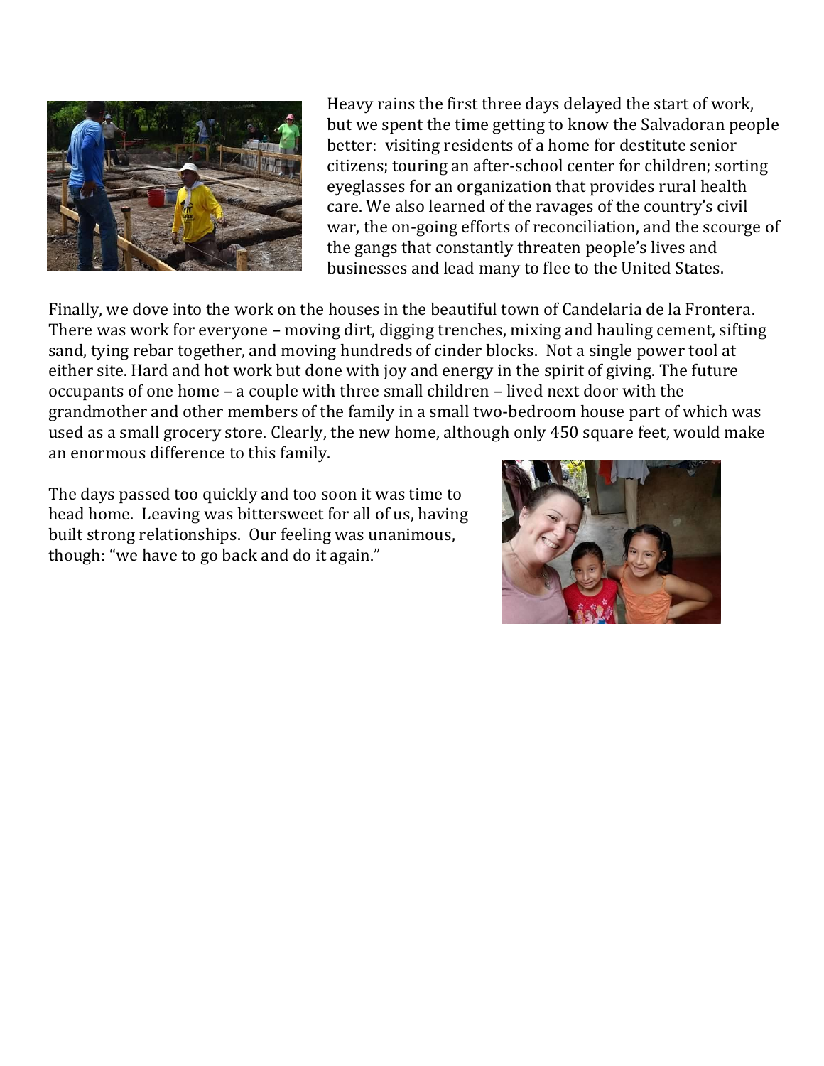Heavy rains the first three days delayed the start of work, but we spent the time getting to know the Salvadoran people better: visiting residents of a home for destitute senior citizens; touring an after-school center for children; sorting eyeglasses for an organization that provides rural health care. We also learned of the ravages of the country's civil war, the on-going efforts of reconciliation, and the scourge of the gangs that constantly threaten people's lives and businesses and lead many to flee to the United States.

Finally, we dove into the work on the houses in the beautiful town of Candelaria de la Frontera. There was work for everyone – moving dirt, digging trenches, mixing and hauling cement, sifting sand, tying rebar together, and moving hundreds of cinder blocks. Not a single power tool at either site. Hard and hot work but done with joy and energy in the spirit of giving. The future occupants of one home – a couple with three small children – lived next door with the grandmother and other members of the family in a small two-bedroom house part of which was used as a small grocery store. Clearly, the new home, although only 450 square feet, would make an enormous difference to this family.

The days passed too quickly and too soon it was time to head home. Leaving was bittersweet for all of us, having built strong relationships. Our feeling was unanimous, though: "we have to go back and do it again."